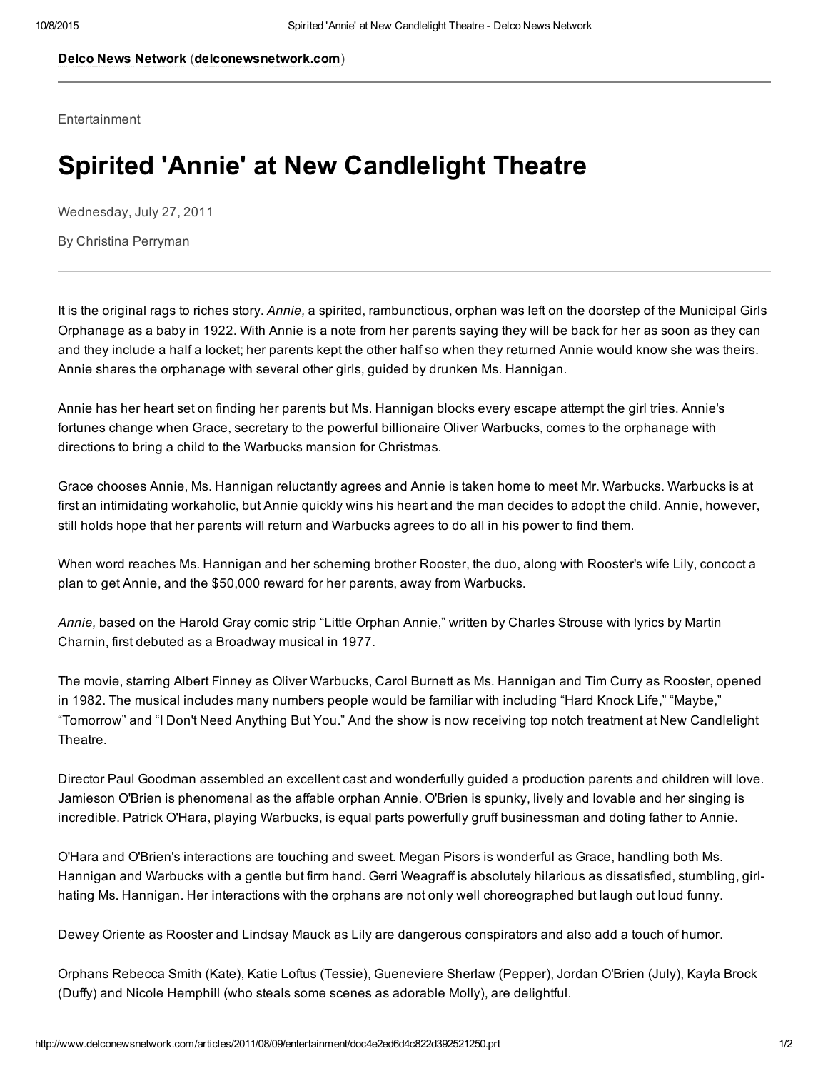**Delco News Network** (**delconewsnetwork.com**)

Entertainment

# Spirited 'Annie' at New Candlelight Theatre

Wednesday, July 27, 2011

By Christina Perryman

It is the original rags to riches story. *Annie,* a spirited, rambunctious, orphan was left on the doorstep of the Municipal Girls Orphanage as a baby in 1922. With Annie is a note from her parents saying they will be back for her as soon as they can and they include a half a locket; her parents kept the other half so when they returned Annie would know she was theirs. Annie shares the orphanage with several other girls, guided by drunken Ms. Hannigan.

Annie has her heart set on finding her parents but Ms. Hannigan blocks every escape attempt the girl tries. Annie's fortunes change when Grace, secretary to the powerful billionaire Oliver Warbucks, comes to the orphanage with directions to bring a child to the Warbucks mansion for Christmas.

Grace chooses Annie, Ms. Hannigan reluctantly agrees and Annie is taken home to meet Mr. Warbucks. Warbucks is at first an intimidating workaholic, but Annie quickly wins his heart and the man decides to adopt the child. Annie, however, still holds hope that her parents will return and Warbucks agrees to do all in his power to find them.

When word reaches Ms. Hannigan and her scheming brother Rooster, the duo, along with Rooster's wife Lily, concoct a plan to get Annie, and the $50,000 reward for her parents, away from Warbucks.

*Annie,* based on the Harold Gray comic strip "Little Orphan Annie," written by Charles Strouse with lyrics by Martin Charnin, first debuted as a Broadway musical in 1977.

The movie, starring Albert Finney as Oliver Warbucks, Carol Burnett as Ms. Hannigan and Tim Curry as Rooster, opened in 1982. The musical includes many numbers people would be familiar with including "Hard Knock Life," "Maybe," "Tomorrow" and "I Don't Need Anything But You." And the show is now receiving top notch treatment at New Candlelight Theatre.

Director Paul Goodman assembled an excellent cast and wonderfully guided a production parents and children will love. Jamieson O'Brien is phenomenal as the affable orphan Annie. O'Brien is spunky, lively and lovable and her singing is incredible. Patrick O'Hara, playing Warbucks, is equal parts powerfully gruff businessman and doting father to Annie.

O'Hara and O'Brien's interactions are touching and sweet. Megan Pisors is wonderful as Grace, handling both Ms. Hannigan and Warbucks with a gentle but firm hand. Gerri Weagraff is absolutely hilarious as dissatisfied, stumbling, girl-hating Ms. Hannigan. Her interactions with the orphans are not only well choreographed but laugh out loud funny.

Dewey Oriente as Rooster and Lindsay Mauck as Lily are dangerous conspirators and also add a touch of humor.

Orphans Rebecca Smith (Kate), Katie Loftus (Tessie), Gueneviere Sherlaw (Pepper), Jordan O'Brien (July), Kayla Brock (Duffy) and Nicole Hemphill (who steals some scenes as adorable Molly), are delightful.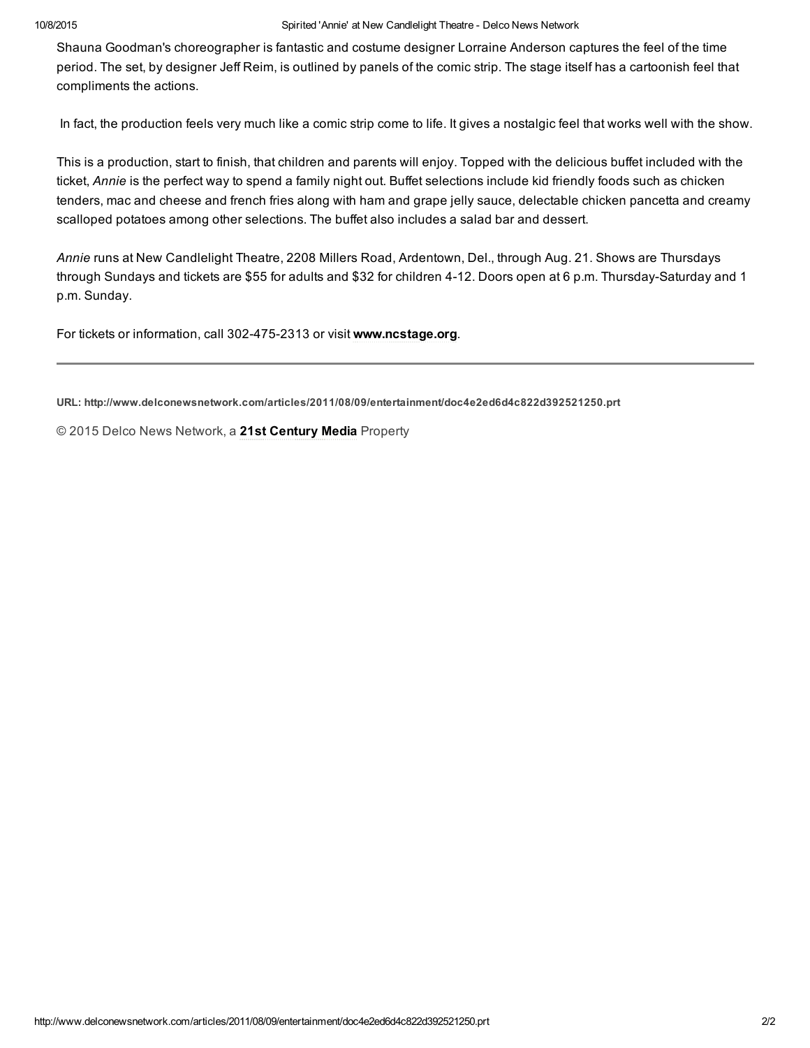Shauna Goodman's choreographer is fantastic and costume designer Lorraine Anderson captures the feel of the time period. The set, by designer Jeff Reim, is outlined by panels of the comic strip. The stage itself has a cartoonish feel that compliments the actions.

In fact, the production feels very much like a comic strip come to life. It gives a nostalgic feel that works well with the show.

This is a production, start to finish, that children and parents will enjoy. Topped with the delicious buffet included with the ticket, *Annie* is the perfect way to spend a family night out. Buffet selections include kid friendly foods such as chicken tenders, mac and cheese and french fries along with ham and grape jelly sauce, delectable chicken pancetta and creamy scalloped potatoes among other selections. The buffet also includes a salad bar and dessert.

*Annie* runs at New Candlelight Theatre, 2208 Millers Road, Ardentown, Del., through Aug. 21. Shows are Thursdays through Sundays and tickets are $55 for adults and $32 for children 4-12. Doors open at 6 p.m. Thursday-Saturday and 1 p.m. Sunday.

For tickets or information, call 302-475-2313 or visit **www.ncstage.org**.

---

**URL: http://www.delconewsnetwork.com/articles/2011/08/09/entertainment/doc4e2ed6d4c822d392521250.prt**

© 2015 Delco News Network, a **21st Century Media** Property